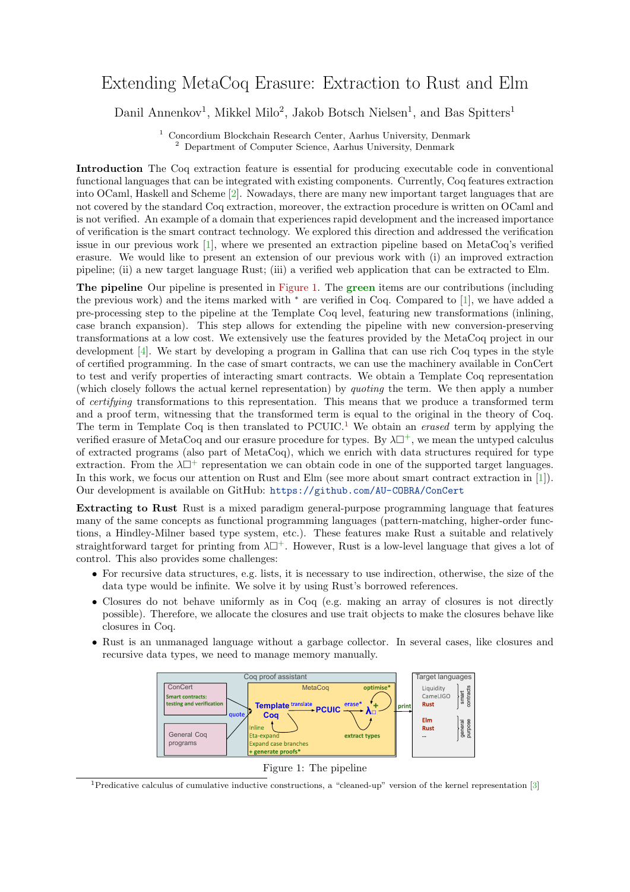# Extending MetaCoq Erasure: Extraction to Rust and Elm

Danil Annenkov[1], Mikkel Milo[2], Jakob Botsch Nielsen[1], and Bas Spitters[1]

[1] Concordium Blockchain Research Center, Aarhus University, Denmark
[2] Department of Computer Science, Aarhus University, Denmark

**Introduction** The Coq extraction feature is essential for producing executable code in conventional functional languages that can be integrated with existing components. Currently, Coq features extraction into OCaml, Haskell and Scheme [2]. Nowadays, there are many new important target languages that are not covered by the standard Coq extraction, moreover, the extraction procedure is written on OCaml and is not verified. An example of a domain that experiences rapid development and the increased importance of verification is the smart contract technology. We explored this direction and addressed the verification issue in our previous work [1], where we presented an extraction pipeline based on MetaCoq's verified erasure. We would like to present an extension of our previous work with (i) an improved extraction pipeline; (ii) a new target language Rust; (iii) a verified web application that can be extracted to Elm.

**The pipeline** Our pipeline is presented in Figure 1. The **green** items are our contributions (including the previous work) and the items marked with * are verified in Coq. Compared to [1], we have added a pre-processing step to the pipeline at the Template Coq level, featuring new transformations (inlining, case branch expansion). This step allows for extending the pipeline with new conversion-preserving transformations at a low cost. We extensively use the features provided by the MetaCoq project in our development [4]. We start by developing a program in Gallina that can use rich Coq types in the style of certified programming. In the case of smart contracts, we can use the machinery available in ConCert to test and verify properties of interacting smart contracts. We obtain a Template Coq representation (which closely follows the actual kernel representation) by *quoting* the term. We then apply a number of *certifying* transformations to this representation. This means that we produce a transformed term and a proof term, witnessing that the transformed term is equal to the original in the theory of Coq. The term in Template Coq is then translated to PCUIC.[1] We obtain an *erased* term by applying the verified erasure of MetaCoq and our erasure procedure for types. By $\lambda\square^{+}$, we mean the untyped calculus of extracted programs (also part of MetaCoq), which we enrich with data structures required for type extraction. From the $\lambda\square^{+}$ representation we can obtain code in one of the supported target languages. In this work, we focus our attention on Rust and Elm (see more about smart contract extraction in [1]). Our development is available on GitHub: https://github.com/AU-COBRA/ConCert

**Extracting to Rust** Rust is a mixed paradigm general-purpose programming language that features many of the same concepts as functional programming languages (pattern-matching, higher-order functions, a Hindley-Milner based type system, etc.). These features make Rust a suitable and relatively straightforward target for printing from $\lambda\square^{+}$. However, Rust is a low-level language that gives a lot of control. This also provides some challenges:

- For recursive data structures, e.g. lists, it is necessary to use indirection, otherwise, the size of the data type would be infinite. We solve it by using Rust's borrowed references.
- Closures do not behave uniformly as in Coq (e.g. making an array of closures is not directly possible). Therefore, we allocate the closures and use trait objects to make the closures behave like closures in Coq.
- Rust is an unmanaged language without a garbage collector. In several cases, like closures and recursive data types, we need to manage memory manually.

Figure 1: The pipeline

[1] Predicative calculus of cumulative inductive constructions, a "cleaned-up" version of the kernel representation [3]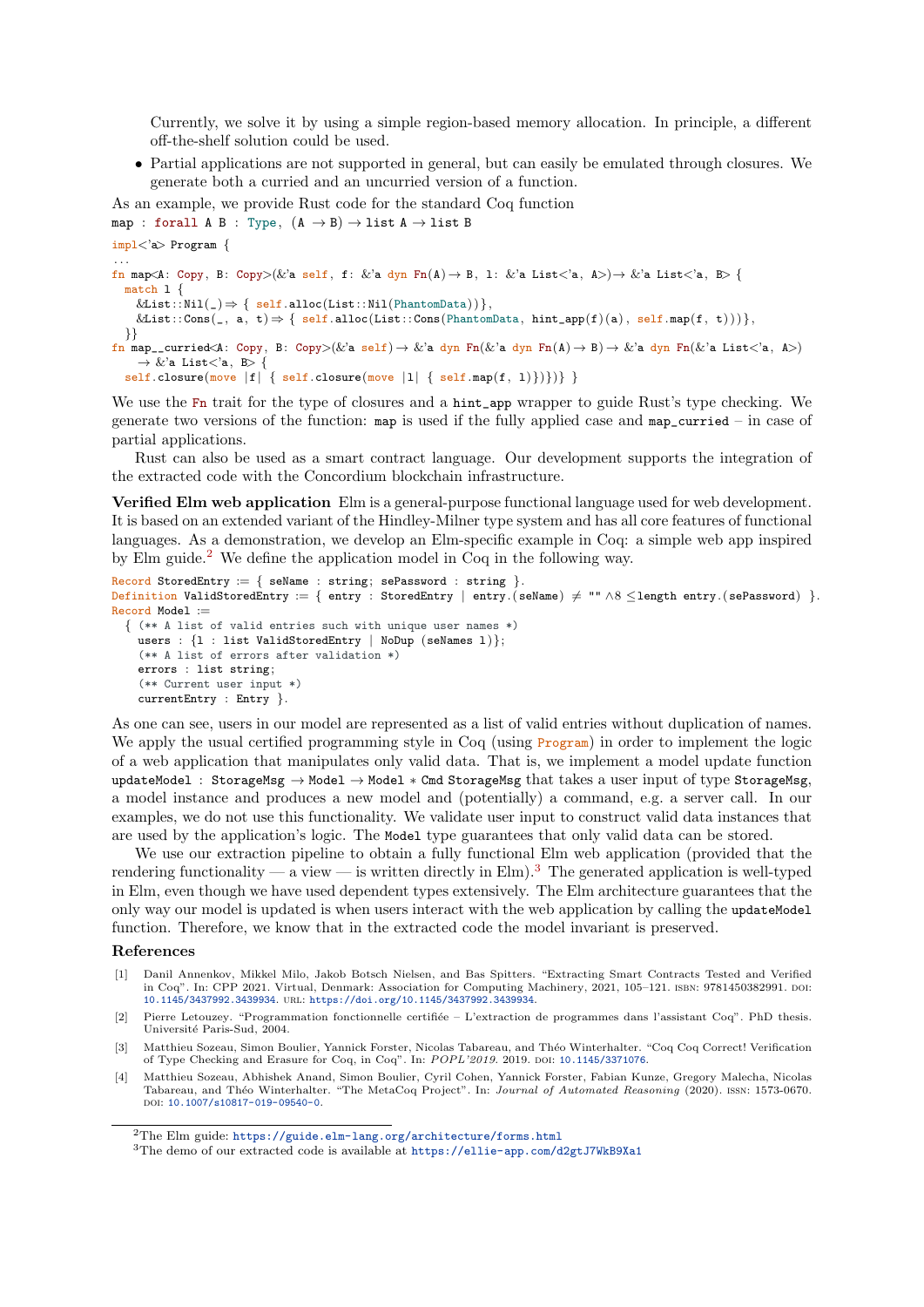Currently, we solve it by using a simple region-based memory allocation. In principle, a different off-the-shelf solution could be used.

- Partial applications are not supported in general, but can easily be emulated through closures. We generate both a curried and an uncurried version of a function.

As an example, we provide Rust code for the standard Coq function

```
map : forall A B : Type, (A → B) → list A → list B
```

```
impl<'a> Program {
...
fn map<A: Copy, B: Copy>(&'a self, f: &'a dyn Fn(A) → B, l: &'a List<'a, A>)→ &'a List<'a, B> {
  match l {
    &List::Nil(_)⇒ { self.alloc(List::Nil(PhantomData))},
    &List::Cons(_, a, t)⇒ { self.alloc(List::Cons(PhantomData, hint_app(f)(a), self.map(f, t)))},
  }}
fn map__curried<A: Copy, B: Copy>(&'a self)→ &'a dyn Fn(&'a dyn Fn(A)→ B)→ &'a dyn Fn(&'a List<'a, A>)
    → &'a List<'a, B> {
  self.closure(move |f| { self.closure(move |l| { self.map(f, l)})})} }
```

We use the `Fn` trait for the type of closures and a `hint_app` wrapper to guide Rust's type checking. We generate two versions of the function: `map` is used if the fully applied case and `map__curried` – in case of partial applications.

Rust can also be used as a smart contract language. Our development supports the integration of the extracted code with the Concordium blockchain infrastructure.

**Verified Elm web application** Elm is a general-purpose functional language used for web development. It is based on an extended variant of the Hindley-Milner type system and has all core features of functional languages. As a demonstration, we develop an Elm-specific example in Coq: a simple web app inspired by Elm guide.[2] We define the application model in Coq in the following way.

```
Record StoredEntry := { seName : string; sePassword : string }.
Definition ValidStoredEntry := { entry : StoredEntry | entry.(seName) ≠ "" ∧8 ≤length entry.(sePassword) }.
Record Model :=
  { (** A list of valid entries such with unique user names *)
    users : {l : list ValidStoredEntry | NoDup (seNames l)};
    (** A list of errors after validation *)
    errors : list string;
    (** Current user input *)
    currentEntry : Entry }.
```

As one can see, users in our model are represented as a list of valid entries without duplication of names. We apply the usual certified programming style in Coq (using `Program`) in order to implement the logic of a web application that manipulates only valid data. That is, we implement a model update function `updateModel : StorageMsg → Model → Model * Cmd StorageMsg` that takes a user input of type `StorageMsg`, a model instance and produces a new model and (potentially) a command, e.g. a server call. In our examples, we do not use this functionality. We validate user input to construct valid data instances that are used by the application's logic. The `Model` type guarantees that only valid data can be stored.

We use our extraction pipeline to obtain a fully functional Elm web application (provided that the rendering functionality — a view — is written directly in Elm).[3] The generated application is well-typed in Elm, even though we have used dependent types extensively. The Elm architecture guarantees that the only way our model is updated is when users interact with the web application by calling the `updateModel` function. Therefore, we know that in the extracted code the model invariant is preserved.

## References

[1] Danil Annenkov, Mikkel Milo, Jakob Botsch Nielsen, and Bas Spitters. "Extracting Smart Contracts Tested and Verified in Coq". In: CPP 2021. Virtual, Denmark: Association for Computing Machinery, 2021, 105–121. ISBN: 9781450382991. DOI: 10.1145/3437992.3439934. URL: https://doi.org/10.1145/3437992.3439934.

[2] Pierre Letouzey. "Programmation fonctionnelle certifiée – L'extraction de programmes dans l'assistant Coq". PhD thesis. Université Paris-Sud, 2004.

[3] Matthieu Sozeau, Simon Boulier, Yannick Forster, Nicolas Tabareau, and Théo Winterhalter. "Coq Coq Correct! Verification of Type Checking and Erasure for Coq, in Coq". In: *POPL'2019*. 2019. DOI: 10.1145/3371076.

[4] Matthieu Sozeau, Abhishek Anand, Simon Boulier, Cyril Cohen, Yannick Forster, Fabian Kunze, Gregory Malecha, Nicolas Tabareau, and Théo Winterhalter. "The MetaCoq Project". In: *Journal of Automated Reasoning* (2020). ISSN: 1573-0670. DOI: 10.1007/s10817-019-09540-0.

---

[2] The Elm guide: https://guide.elm-lang.org/architecture/forms.html

[3] The demo of our extracted code is available at https://ellie-app.com/d2gtJ7WkB9Xa1